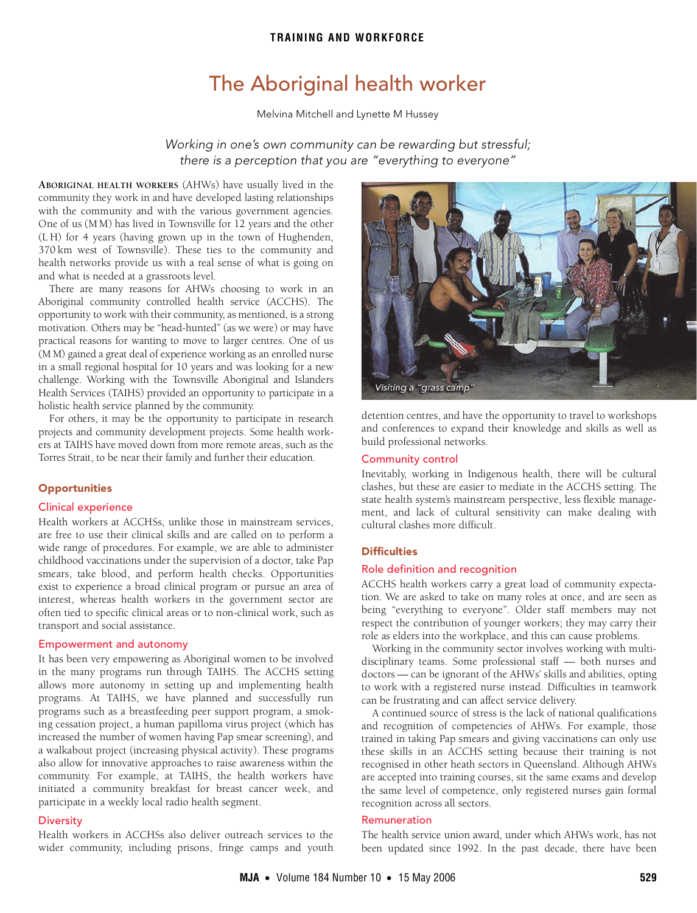# The Aboriginal health worker

Melvina Mitchell and Lynette M Hussey

*Working in one's own community can be rewarding but stressful; there is a perception that you are "everything to everyone"*

**Aboriginal health workers** (AHWs) have usually lived in the community they work in and have developed lasting relationships with the community and with the various government agencies. One of us (M M) has lived in Townsville for 12 years and the other (L H) for 4 years (having grown up in the town of Hughenden, 370 km west of Townsville). These ties to the community and health networks provide us with a real sense of what is going on and what is needed at a grassroots level.

There are many reasons for AHWs choosing to work in an Aboriginal community controlled health service (ACCHS). The opportunity to work with their community, as mentioned, is a strong motivation. Others may be "head-hunted" (as we were) or may have practical reasons for wanting to move to larger centres. One of us (M M) gained a great deal of experience working as an enrolled nurse in a small regional hospital for 10 years and was looking for a new challenge. Working with the Townsville Aboriginal and Islanders Health Services (TAIHS) provided an opportunity to participate in a holistic health service planned by the community.

For others, it may be the opportunity to participate in research projects and community development projects. Some health workers at TAIHS have moved down from more remote areas, such as the Torres Strait, to be near their family and further their education.

## Opportunities

### Clinical experience

Health workers at ACCHSs, unlike those in mainstream services, are free to use their clinical skills and are called on to perform a wide range of procedures. For example, we are able to administer childhood vaccinations under the supervision of a doctor, take Pap smears, take blood, and perform health checks. Opportunities exist to experience a broad clinical program or pursue an area of interest, whereas health workers in the government sector are often tied to specific clinical areas or to non-clinical work, such as transport and social assistance.

### Empowerment and autonomy

It has been very empowering as Aboriginal women to be involved in the many programs run through TAIHS. The ACCHS setting allows more autonomy in setting up and implementing health programs. At TAIHS, we have planned and successfully run programs such as a breastfeeding peer support program, a smoking cessation project, a human papilloma virus project (which has increased the number of women having Pap smear screening), and a walkabout project (increasing physical activity). These programs also allow for innovative approaches to raise awareness within the community. For example, at TAIHS, the health workers have initiated a community breakfast for breast cancer week, and participate in a weekly local radio health segment.

### Diversity

Health workers in ACCHSs also deliver outreach services to the wider community, including prisons, fringe camps and youth detention centres, and have the opportunity to travel to workshops and conferences to expand their knowledge and skills as well as build professional networks.

Visiting a "grass camp"

### Community control

Inevitably, working in Indigenous health, there will be cultural clashes, but these are easier to mediate in the ACCHS setting. The state health system's mainstream perspective, less flexible management, and lack of cultural sensitivity can make dealing with cultural clashes more difficult.

## Difficulties

### Role definition and recognition

ACCHS health workers carry a great load of community expectation. We are asked to take on many roles at once, and are seen as being "everything to everyone". Older staff members may not respect the contribution of younger workers; they may carry their role as elders into the workplace, and this can cause problems.

Working in the community sector involves working with multidisciplinary teams. Some professional staff — both nurses and doctors — can be ignorant of the AHWs' skills and abilities, opting to work with a registered nurse instead. Difficulties in teamwork can be frustrating and can affect service delivery.

A continued source of stress is the lack of national qualifications and recognition of competencies of AHWs. For example, those trained in taking Pap smears and giving vaccinations can only use these skills in an ACCHS setting because their training is not recognised in other heath sectors in Queensland. Although AHWs are accepted into training courses, sit the same exams and develop the same level of competence, only registered nurses gain formal recognition across all sectors.

### Remuneration

The health service union award, under which AHWs work, has not been updated since 1992. In the past decade, there have been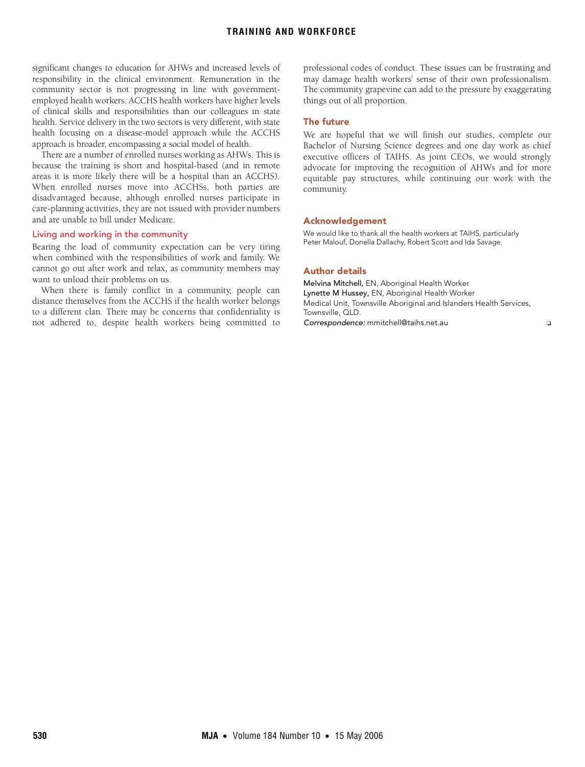significant changes to education for AHWs and increased levels of responsibility in the clinical environment. Remuneration in the community sector is not progressing in line with government-employed health workers. ACCHS health workers have higher levels of clinical skills and responsibilities than our colleagues in state health. Service delivery in the two sectors is very different, with state health focusing on a disease-model approach while the ACCHS approach is broader, encompassing a social model of health.

There are a number of enrolled nurses working as AHWs. This is because the training is short and hospital-based (and in remote areas it is more likely there will be a hospital than an ACCHS). When enrolled nurses move into ACCHSs, both parties are disadvantaged because, although enrolled nurses participate in care-planning activities, they are not issued with provider numbers and are unable to bill under Medicare.

## Living and working in the community

Bearing the load of community expectation can be very tiring when combined with the responsibilities of work and family. We cannot go out after work and relax, as community members may want to unload their problems on us.

When there is family conflict in a community, people can distance themselves from the ACCHS if the health worker belongs to a different clan. There may be concerns that confidentiality is not adhered to, despite health workers being committed to professional codes of conduct. These issues can be frustrating and may damage health workers' sense of their own professionalism. The community grapevine can add to the pressure by exaggerating things out of all proportion.

## The future

We are hopeful that we will finish our studies, complete our Bachelor of Nursing Science degrees and one day work as chief executive officers of TAIHS. As joint CEOs, we would strongly advocate for improving the recognition of AHWs and for more equitable pay structures, while continuing our work with the community.

## Acknowledgement

We would like to thank all the health workers at TAIHS, particularly Peter Malouf, Donella Dallachy, Robert Scott and Ida Savage.

## Author details

**Melvina Mitchell,** EN, Aboriginal Health Worker
**Lynette M Hussey,** EN, Aboriginal Health Worker
Medical Unit, Townsville Aboriginal and Islanders Health Services, Townsville, QLD.
*Correspondence:* mmitchell@taihs.net.au